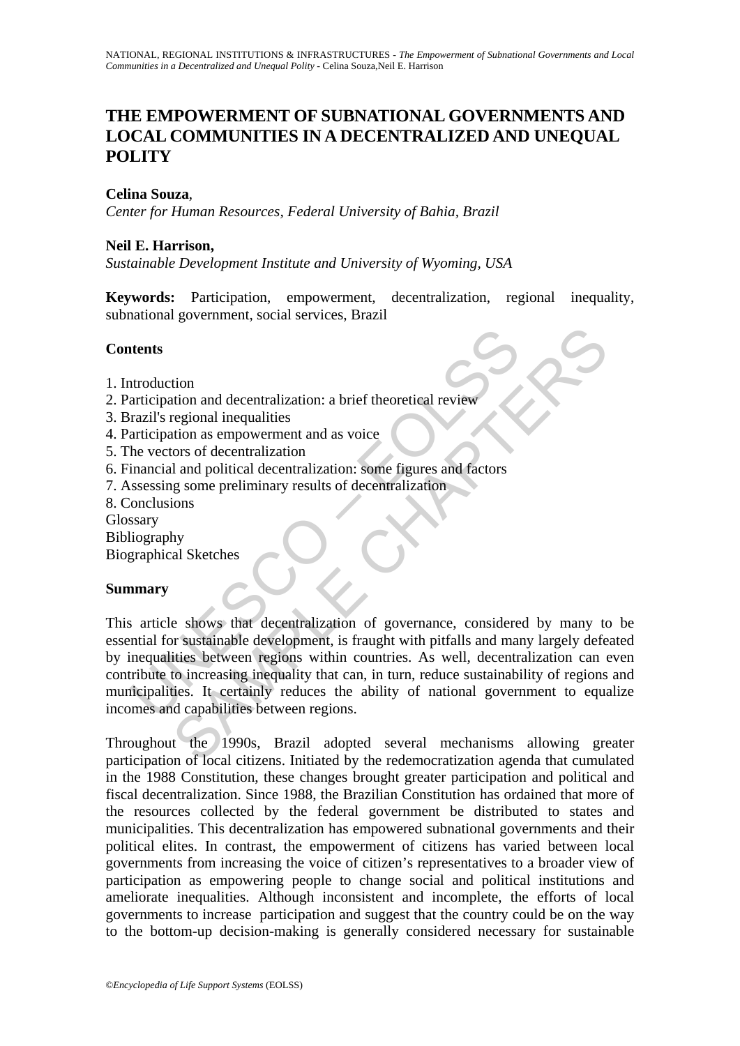# THE EMPOWERMENT OF SUBNATIONAL GOVERNMENTS AND LOCAL COMMUNITIES IN A DECENTRALIZED AND UNEQUAL POLITY

**Celina Souza**,
*Center for Human Resources, Federal University of Bahia, Brazil*

**Neil E. Harrison,**
*Sustainable Development Institute and University of Wyoming, USA*

**Keywords:** Participation, empowerment, decentralization, regional inequality, subnational government, social services, Brazil

## Contents

1. Introduction
2. Participation and decentralization: a brief theoretical review
3. Brazil's regional inequalities
4. Participation as empowerment and as voice
5. The vectors of decentralization
6. Financial and political decentralization: some figures and factors
7. Assessing some preliminary results of decentralization
8. Conclusions

Glossary
Bibliography
Biographical Sketches

## Summary

This article shows that decentralization of governance, considered by many to be essential for sustainable development, is fraught with pitfalls and many largely defeated by inequalities between regions within countries. As well, decentralization can even contribute to increasing inequality that can, in turn, reduce sustainability of regions and municipalities. It certainly reduces the ability of national government to equalize incomes and capabilities between regions.

Throughout the 1990s, Brazil adopted several mechanisms allowing greater participation of local citizens. Initiated by the redemocratization agenda that cumulated in the 1988 Constitution, these changes brought greater participation and political and fiscal decentralization. Since 1988, the Brazilian Constitution has ordained that more of the resources collected by the federal government be distributed to states and municipalities. This decentralization has empowered subnational governments and their political elites. In contrast, the empowerment of citizens has varied between local governments from increasing the voice of citizen's representatives to a broader view of participation as empowering people to change social and political institutions and ameliorate inequalities. Although inconsistent and incomplete, the efforts of local governments to increase participation and suggest that the country could be on the way to the bottom-up decision-making is generally considered necessary for sustainable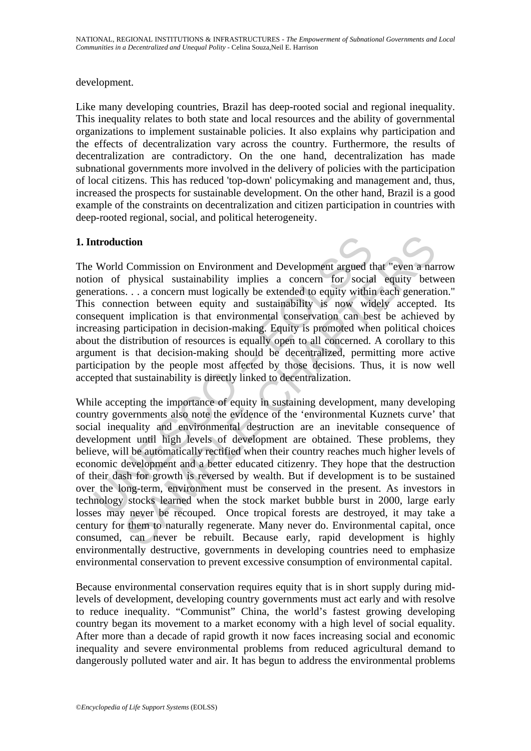development.

Like many developing countries, Brazil has deep-rooted social and regional inequality. This inequality relates to both state and local resources and the ability of governmental organizations to implement sustainable policies. It also explains why participation and the effects of decentralization vary across the country. Furthermore, the results of decentralization are contradictory. On the one hand, decentralization has made subnational governments more involved in the delivery of policies with the participation of local citizens. This has reduced 'top-down' policymaking and management and, thus, increased the prospects for sustainable development. On the other hand, Brazil is a good example of the constraints on decentralization and citizen participation in countries with deep-rooted regional, social, and political heterogeneity.

## 1. Introduction

The World Commission on Environment and Development argued that "even a narrow notion of physical sustainability implies a concern for social equity between generations. . . a concern must logically be extended to equity within each generation." This connection between equity and sustainability is now widely accepted. Its consequent implication is that environmental conservation can best be achieved by increasing participation in decision-making. Equity is promoted when political choices about the distribution of resources is equally open to all concerned. A corollary to this argument is that decision-making should be decentralized, permitting more active participation by the people most affected by those decisions. Thus, it is now well accepted that sustainability is directly linked to decentralization.

While accepting the importance of equity in sustaining development, many developing country governments also note the evidence of the 'environmental Kuznets curve' that social inequality and environmental destruction are an inevitable consequence of development until high levels of development are obtained. These problems, they believe, will be automatically rectified when their country reaches much higher levels of economic development and a better educated citizenry. They hope that the destruction of their dash for growth is reversed by wealth. But if development is to be sustained over the long-term, environment must be conserved in the present. As investors in technology stocks learned when the stock market bubble burst in 2000, large early losses may never be recouped. Once tropical forests are destroyed, it may take a century for them to naturally regenerate. Many never do. Environmental capital, once consumed, can never be rebuilt. Because early, rapid development is highly environmentally destructive, governments in developing countries need to emphasize environmental conservation to prevent excessive consumption of environmental capital.

Because environmental conservation requires equity that is in short supply during mid-levels of development, developing country governments must act early and with resolve to reduce inequality. "Communist" China, the world's fastest growing developing country began its movement to a market economy with a high level of social equality. After more than a decade of rapid growth it now faces increasing social and economic inequality and severe environmental problems from reduced agricultural demand to dangerously polluted water and air. It has begun to address the environmental problems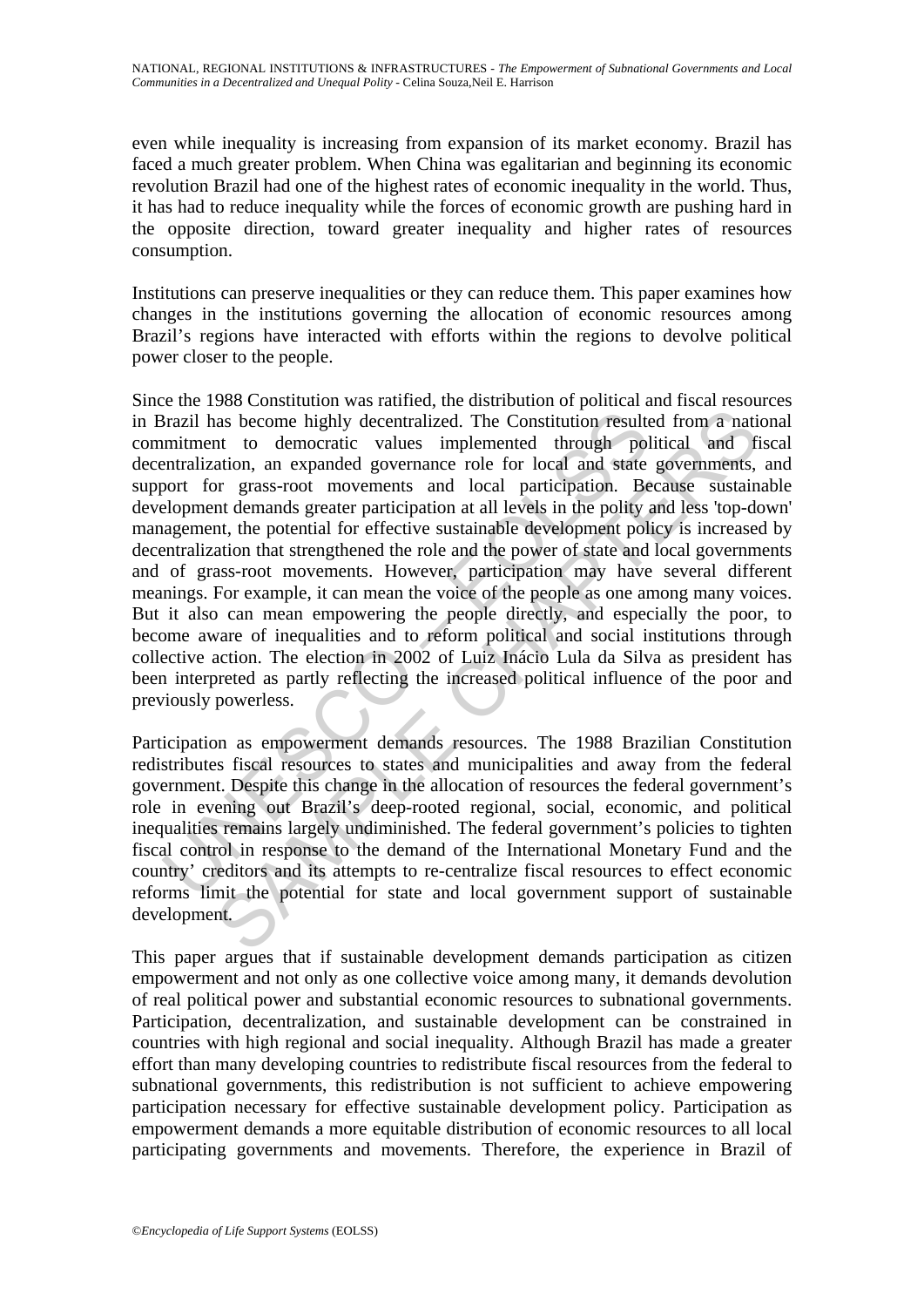even while inequality is increasing from expansion of its market economy. Brazil has faced a much greater problem. When China was egalitarian and beginning its economic revolution Brazil had one of the highest rates of economic inequality in the world. Thus, it has had to reduce inequality while the forces of economic growth are pushing hard in the opposite direction, toward greater inequality and higher rates of resources consumption.

Institutions can preserve inequalities or they can reduce them. This paper examines how changes in the institutions governing the allocation of economic resources among Brazil's regions have interacted with efforts within the regions to devolve political power closer to the people.

Since the 1988 Constitution was ratified, the distribution of political and fiscal resources in Brazil has become highly decentralized. The Constitution resulted from a national commitment to democratic values implemented through political and fiscal decentralization, an expanded governance role for local and state governments, and support for grass-root movements and local participation. Because sustainable development demands greater participation at all levels in the polity and less 'top-down' management, the potential for effective sustainable development policy is increased by decentralization that strengthened the role and the power of state and local governments and of grass-root movements. However, participation may have several different meanings. For example, it can mean the voice of the people as one among many voices. But it also can mean empowering the people directly, and especially the poor, to become aware of inequalities and to reform political and social institutions through collective action. The election in 2002 of Luiz Inácio Lula da Silva as president has been interpreted as partly reflecting the increased political influence of the poor and previously powerless.

Participation as empowerment demands resources. The 1988 Brazilian Constitution redistributes fiscal resources to states and municipalities and away from the federal government. Despite this change in the allocation of resources the federal government's role in evening out Brazil's deep-rooted regional, social, economic, and political inequalities remains largely undiminished. The federal government's policies to tighten fiscal control in response to the demand of the International Monetary Fund and the country' creditors and its attempts to re-centralize fiscal resources to effect economic reforms limit the potential for state and local government support of sustainable development.

This paper argues that if sustainable development demands participation as citizen empowerment and not only as one collective voice among many, it demands devolution of real political power and substantial economic resources to subnational governments. Participation, decentralization, and sustainable development can be constrained in countries with high regional and social inequality. Although Brazil has made a greater effort than many developing countries to redistribute fiscal resources from the federal to subnational governments, this redistribution is not sufficient to achieve empowering participation necessary for effective sustainable development policy. Participation as empowerment demands a more equitable distribution of economic resources to all local participating governments and movements. Therefore, the experience in Brazil of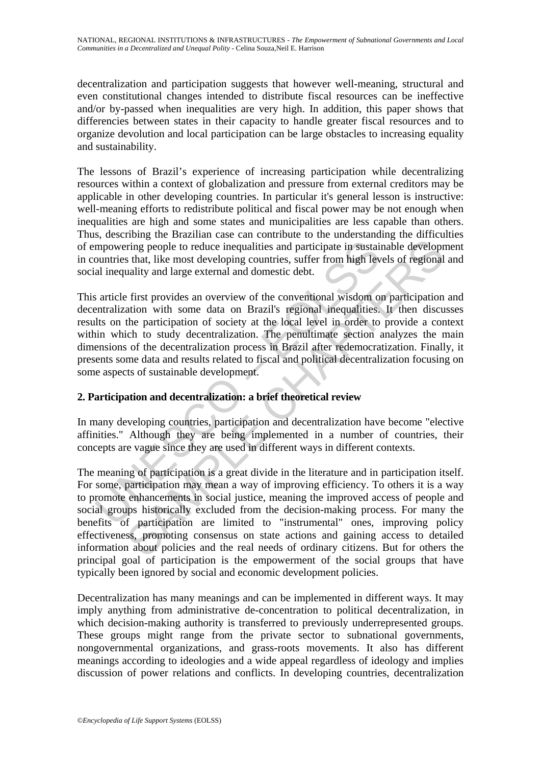decentralization and participation suggests that however well-meaning, structural and even constitutional changes intended to distribute fiscal resources can be ineffective and/or by-passed when inequalities are very high. In addition, this paper shows that differencies between states in their capacity to handle greater fiscal resources and to organize devolution and local participation can be large obstacles to increasing equality and sustainability.

The lessons of Brazil's experience of increasing participation while decentralizing resources within a context of globalization and pressure from external creditors may be applicable in other developing countries. In particular it's general lesson is instructive: well-meaning efforts to redistribute political and fiscal power may be not enough when inequalities are high and some states and municipalities are less capable than others. Thus, describing the Brazilian case can contribute to the understanding the difficulties of empowering people to reduce inequalities and participate in sustainable development in countries that, like most developing countries, suffer from high levels of regional and social inequality and large external and domestic debt.

This article first provides an overview of the conventional wisdom on participation and decentralization with some data on Brazil's regional inequalities. It then discusses results on the participation of society at the local level in order to provide a context within which to study decentralization. The penultimate section analyzes the main dimensions of the decentralization process in Brazil after redemocratization. Finally, it presents some data and results related to fiscal and political decentralization focusing on some aspects of sustainable development.

## 2. Participation and decentralization: a brief theoretical review

In many developing countries, participation and decentralization have become "elective affinities." Although they are being implemented in a number of countries, their concepts are vague since they are used in different ways in different contexts.

The meaning of participation is a great divide in the literature and in participation itself. For some, participation may mean a way of improving efficiency. To others it is a way to promote enhancements in social justice, meaning the improved access of people and social groups historically excluded from the decision-making process. For many the benefits of participation are limited to "instrumental" ones, improving policy effectiveness, promoting consensus on state actions and gaining access to detailed information about policies and the real needs of ordinary citizens. But for others the principal goal of participation is the empowerment of the social groups that have typically been ignored by social and economic development policies.

Decentralization has many meanings and can be implemented in different ways. It may imply anything from administrative de-concentration to political decentralization, in which decision-making authority is transferred to previously underrepresented groups. These groups might range from the private sector to subnational governments, nongovernmental organizations, and grass-roots movements. It also has different meanings according to ideologies and a wide appeal regardless of ideology and implies discussion of power relations and conflicts. In developing countries, decentralization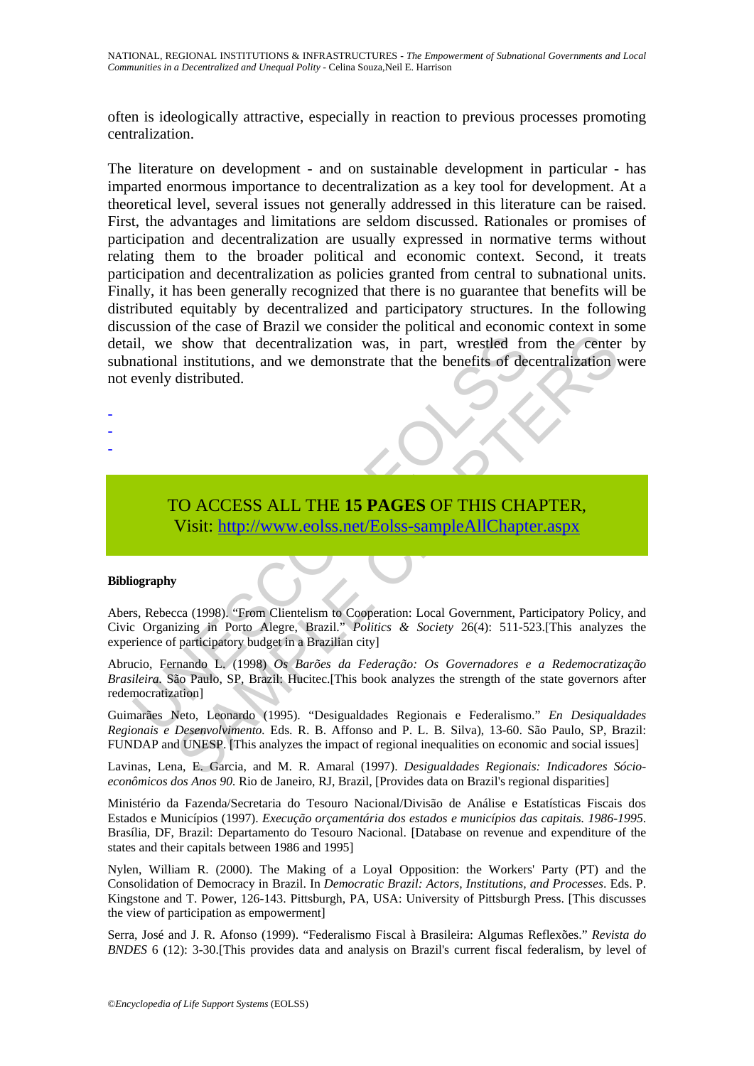often is ideologically attractive, especially in reaction to previous processes promoting centralization.

The literature on development - and on sustainable development in particular - has imparted enormous importance to decentralization as a key tool for development. At a theoretical level, several issues not generally addressed in this literature can be raised. First, the advantages and limitations are seldom discussed. Rationales or promises of participation and decentralization are usually expressed in normative terms without relating them to the broader political and economic context. Second, it treats participation and decentralization as policies granted from central to subnational units. Finally, it has been generally recognized that there is no guarantee that benefits will be distributed equitably by decentralized and participatory structures. In the following discussion of the case of Brazil we consider the political and economic context in some detail, we show that decentralization was, in part, wrestled from the center by subnational institutions, and we demonstrate that the benefits of decentralization were not evenly distributed.

-
-
-

TO ACCESS ALL THE **15 PAGES** OF THIS CHAPTER,
Visit: http://www.eolss.net/Eolss-sampleAllChapter.aspx

**Bibliography**

Abers, Rebecca (1998). "From Clientelism to Cooperation: Local Government, Participatory Policy, and Civic Organizing in Porto Alegre, Brazil." *Politics & Society* 26(4): 511-523.[This analyzes the experience of participatory budget in a Brazilian city]

Abrucio, Fernando L. (1998) *Os Barões da Federação: Os Governadores e a Redemocratização Brasileira.* São Paulo, SP, Brazil: Hucitec.[This book analyzes the strength of the state governors after redemocratization]

Guimarães Neto, Leonardo (1995). "Desigualdades Regionais e Federalismo." *En Desiqualdades Regionais e Desenvolvimento.* Eds. R. B. Affonso and P. L. B. Silva), 13-60. São Paulo, SP, Brazil: FUNDAP and UNESP. [This analyzes the impact of regional inequalities on economic and social issues]

Lavinas, Lena, E. Garcia, and M. R. Amaral (1997). *Desigualdades Regionais: Indicadores Sócio-econômicos dos Anos 90.* Rio de Janeiro, RJ, Brazil, [Provides data on Brazil's regional disparities]

Ministério da Fazenda/Secretaria do Tesouro Nacional/Divisão de Análise e Estatísticas Fiscais dos Estados e Municípios (1997). *Execução orçamentária dos estados e municípios das capitais. 1986-1995*. Brasília, DF, Brazil: Departamento do Tesouro Nacional. [Database on revenue and expenditure of the states and their capitals between 1986 and 1995]

Nylen, William R. (2000). The Making of a Loyal Opposition: the Workers' Party (PT) and the Consolidation of Democracy in Brazil. In *Democratic Brazil: Actors, Institutions, and Processes*. Eds. P. Kingstone and T. Power, 126-143. Pittsburgh, PA, USA: University of Pittsburgh Press. [This discusses the view of participation as empowerment]

Serra, José and J. R. Afonso (1999). "Federalismo Fiscal à Brasileira: Algumas Reflexões." *Revista do BNDES* 6 (12): 3-30.[This provides data and analysis on Brazil's current fiscal federalism, by level of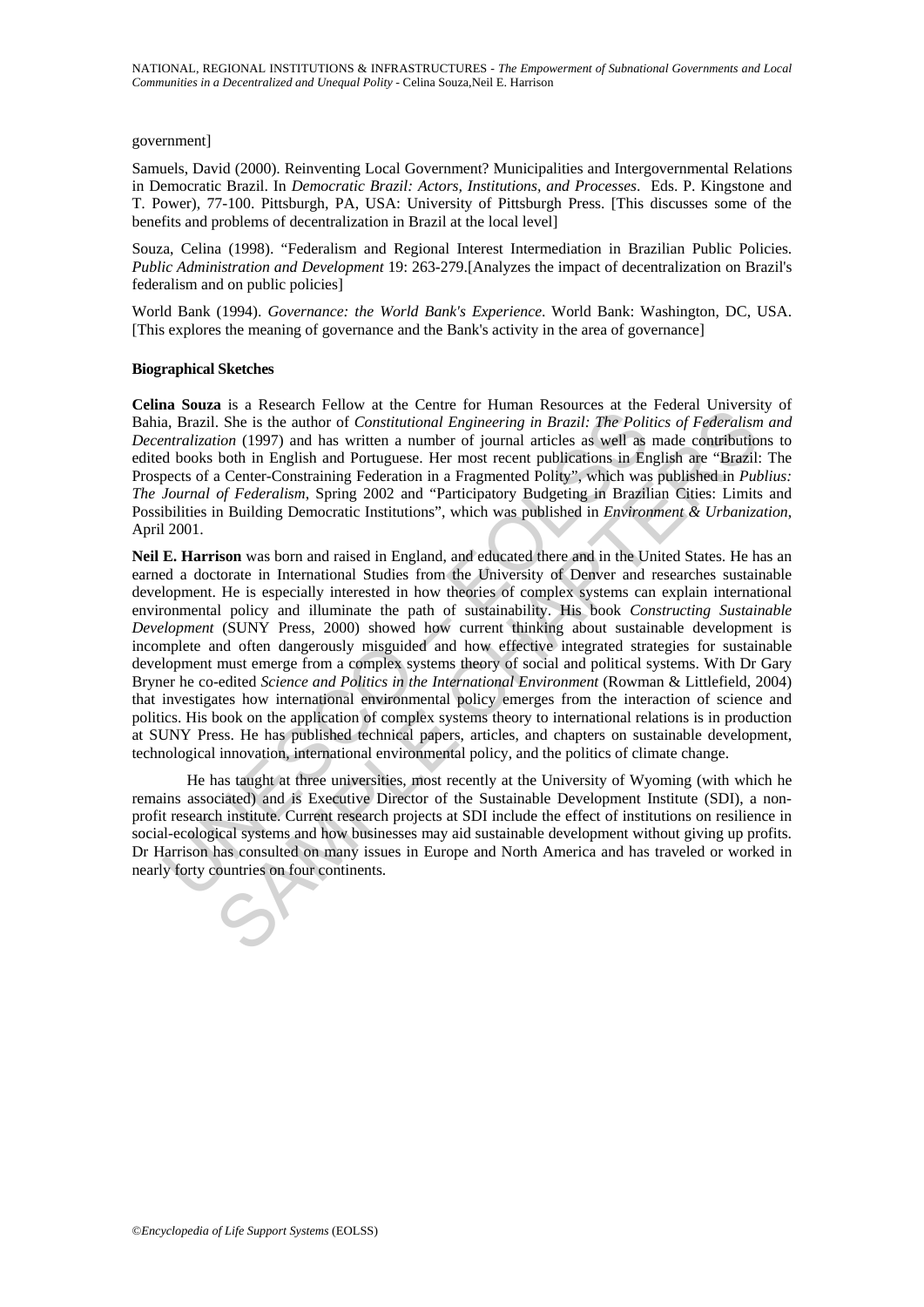government]

Samuels, David (2000). Reinventing Local Government? Municipalities and Intergovernmental Relations in Democratic Brazil. In *Democratic Brazil: Actors, Institutions, and Processes*. Eds. P. Kingstone and T. Power), 77-100. Pittsburgh, PA, USA: University of Pittsburgh Press. [This discusses some of the benefits and problems of decentralization in Brazil at the local level]

Souza, Celina (1998). "Federalism and Regional Interest Intermediation in Brazilian Public Policies. *Public Administration and Development* 19: 263-279.[Analyzes the impact of decentralization on Brazil's federalism and on public policies]

World Bank (1994). *Governance: the World Bank's Experience*. World Bank: Washington, DC, USA. [This explores the meaning of governance and the Bank's activity in the area of governance]

**Biographical Sketches**

**Celina Souza** is a Research Fellow at the Centre for Human Resources at the Federal University of Bahia, Brazil. She is the author of *Constitutional Engineering in Brazil: The Politics of Federalism and Decentralization* (1997) and has written a number of journal articles as well as made contributions to edited books both in English and Portuguese. Her most recent publications in English are "Brazil: The Prospects of a Center-Constraining Federation in a Fragmented Polity", which was published in *Publius: The Journal of Federalism*, Spring 2002 and "Participatory Budgeting in Brazilian Cities: Limits and Possibilities in Building Democratic Institutions", which was published in *Environment & Urbanization*, April 2001.

**Neil E. Harrison** was born and raised in England, and educated there and in the United States. He has an earned a doctorate in International Studies from the University of Denver and researches sustainable development. He is especially interested in how theories of complex systems can explain international environmental policy and illuminate the path of sustainability. His book *Constructing Sustainable Development* (SUNY Press, 2000) showed how current thinking about sustainable development is incomplete and often dangerously misguided and how effective integrated strategies for sustainable development must emerge from a complex systems theory of social and political systems. With Dr Gary Bryner he co-edited *Science and Politics in the International Environment* (Rowman & Littlefield, 2004) that investigates how international environmental policy emerges from the interaction of science and politics. His book on the application of complex systems theory to international relations is in production at SUNY Press. He has published technical papers, articles, and chapters on sustainable development, technological innovation, international environmental policy, and the politics of climate change.

He has taught at three universities, most recently at the University of Wyoming (with which he remains associated) and is Executive Director of the Sustainable Development Institute (SDI), a non-profit research institute. Current research projects at SDI include the effect of institutions on resilience in social-ecological systems and how businesses may aid sustainable development without giving up profits. Dr Harrison has consulted on many issues in Europe and North America and has traveled or worked in nearly forty countries on four continents.